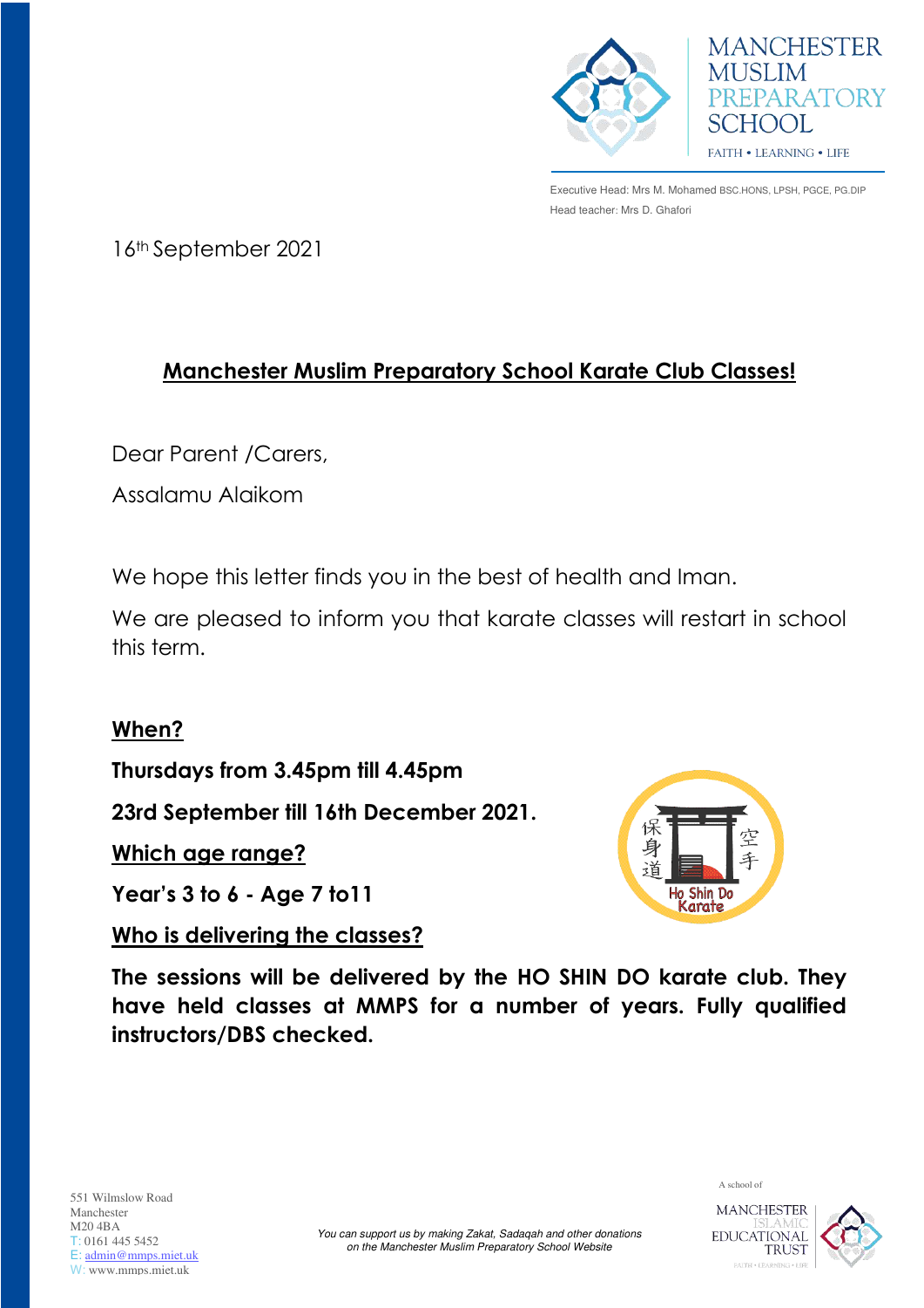MANCHESTER MUSLIM PREPARATORY SCHOOL

FAITH • LEARNING • LIFE

Executive Head: Mrs M. Mohamed BSC.HONS, LPSH, PGCE, PG.DIP
Head teacher: Mrs D. Ghafori

16th September 2021

## Manchester Muslim Preparatory School Karate Club Classes!

Dear Parent /Carers,

Assalamu Alaikom

We hope this letter finds you in the best of health and Iman.

We are pleased to inform you that karate classes will restart in school this term.

**When?**

**Thursdays from 3.45pm till 4.45pm**

**23rd September till 16th December 2021.**

**Which age range?**

**Year's 3 to 6 - Age 7 to11**

**Who is delivering the classes?**

**The sessions will be delivered by the HO SHIN DO karate club. They have held classes at MMPS for a number of years. Fully qualified instructors/DBS checked.**

551 Wilmslow Road
Manchester
M20 4BA
T: 0161 445 5452
E: admin@mmps.miet.uk
W: www.mmps.miet.uk

*You can support us by making Zakat, Sadaqah and other donations on the Manchester Muslim Preparatory School Website*

A school of MANCHESTER ISLAMIC EDUCATIONAL TRUST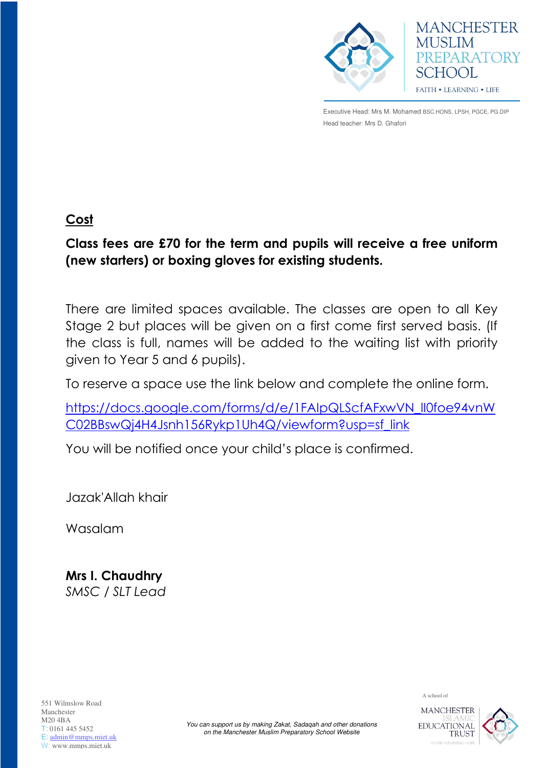## Cost

**Class fees are £70 for the term and pupils will receive a free uniform (new starters) or boxing gloves for existing students.**

There are limited spaces available. The classes are open to all Key Stage 2 but places will be given on a first come first served basis. (If the class is full, names will be added to the waiting list with priority given to Year 5 and 6 pupils).

To reserve a space use the link below and complete the online form.

https://docs.google.com/forms/d/e/1FAIpQLScfAFxwVN_Il0foe94vnWC02BBswQj4H4Jsnh156Rykp1Uh4Q/viewform?usp=sf_link

You will be notified once your child's place is confirmed.

Jazak'Allah khair

Wasalam

**Mrs I. Chaudhry**
*SMSC / SLT Lead*